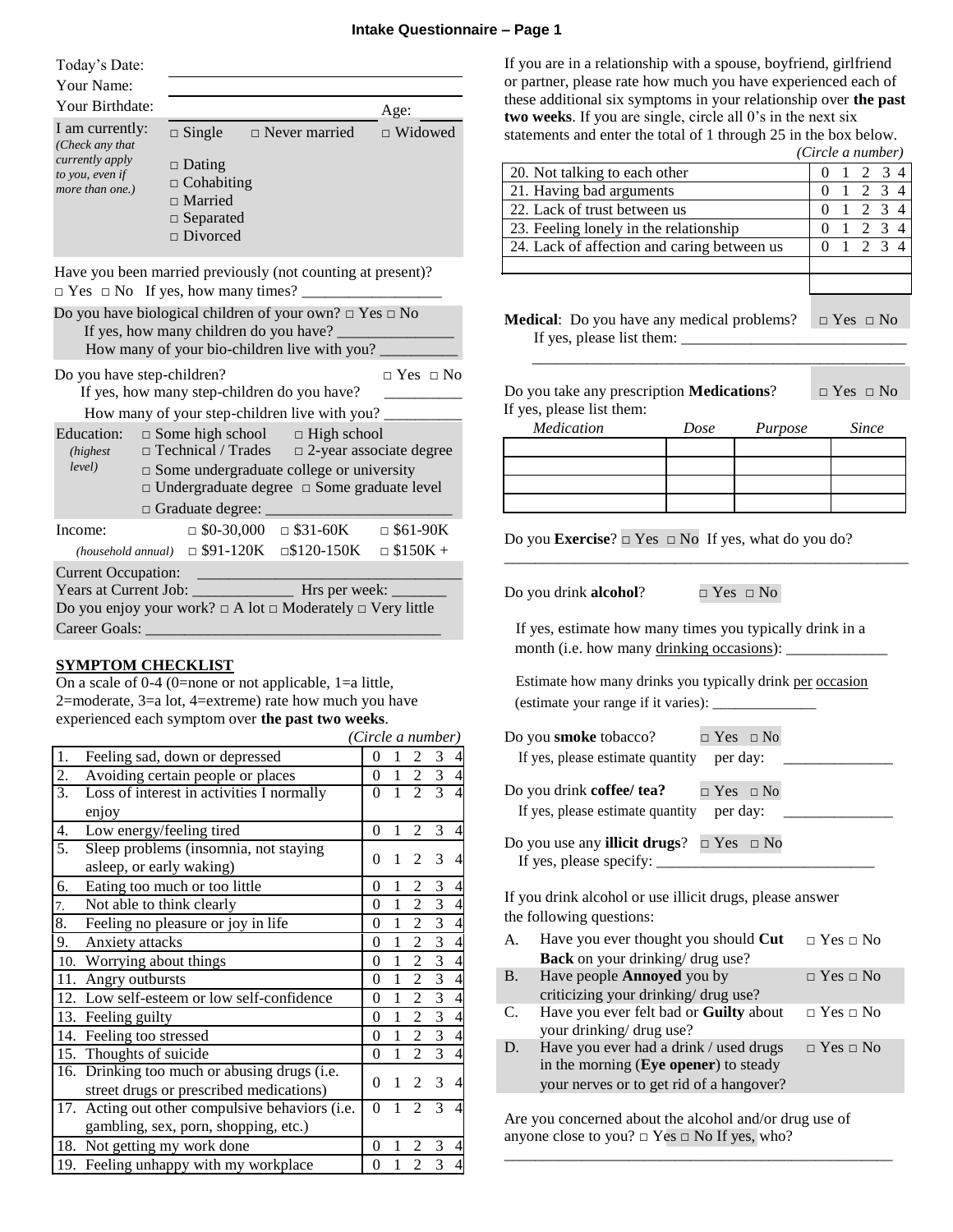# Intake Questionnaire – Page 1

Today's Date: ______________________

Your Name: ______________________

Your Birthdate: ______________________ Age: _____

I am currently: *(Check any that currently apply to you, even if more than one.)*
□ Single □ Never married □ Widowed
□ Dating
□ Cohabiting
□ Married
□ Separated
□ Divorced

Have you been married previously (not counting at present)?
□ Yes □ No If yes, how many times? __________________

Do you have biological children of your own? □ Yes □ No
If yes, how many children do you have? _______________
How many of your bio-children live with you? __________

Do you have step-children? □ Yes □ No
If yes, how many step-children do you have? __________
How many of your step-children live with you? __________

Education: *(highest level)*
□ Some high school □ High school
□ Technical / Trades □ 2-year associate degree
□ Some undergraduate college or university
□ Undergraduate degree □ Some graduate level
□ Graduate degree: ________________________

Income: *(household annual)*
□ $0-30,000 □ $31-60K □ $61-90K
□ $91-120K □$120-150K □ $150K +

Current Occupation: ______________________
Years at Current Job: _____________ Hrs per week: _______
Do you enjoy your work? □ A lot □ Moderately □ Very little
Career Goals: ______________________________________

## SYMPTOM CHECKLIST

On a scale of 0-4 (0=none or not applicable, 1=a little, 2=moderate, 3=a lot, 4=extreme) rate how much you have experienced each symptom over **the past two weeks**.

*(Circle a number)*

| # | Symptom | Rating |
|---|---|---|
| 1. | Feeling sad, down or depressed | 0 1 2 3 4 |
| 2. | Avoiding certain people or places | 0 1 2 3 4 |
| 3. | Loss of interest in activities I normally enjoy | 0 1 2 3 4 |
| 4. | Low energy/feeling tired | 0 1 2 3 4 |
| 5. | Sleep problems (insomnia, not staying asleep, or early waking) | 0 1 2 3 4 |
| 6. | Eating too much or too little | 0 1 2 3 4 |
| 7. | Not able to think clearly | 0 1 2 3 4 |
| 8. | Feeling no pleasure or joy in life | 0 1 2 3 4 |
| 9. | Anxiety attacks | 0 1 2 3 4 |
| 10. | Worrying about things | 0 1 2 3 4 |
| 11. | Angry outbursts | 0 1 2 3 4 |
| 12. | Low self-esteem or low self-confidence | 0 1 2 3 4 |
| 13. | Feeling guilty | 0 1 2 3 4 |
| 14. | Feeling too stressed | 0 1 2 3 4 |
| 15. | Thoughts of suicide | 0 1 2 3 4 |
| 16. | Drinking too much or abusing drugs (i.e. street drugs or prescribed medications) | 0 1 2 3 4 |
| 17. | Acting out other compulsive behaviors (i.e. gambling, sex, porn, shopping, etc.) | 0 1 2 3 4 |
| 18. | Not getting my work done | 0 1 2 3 4 |
| 19. | Feeling unhappy with my workplace | 0 1 2 3 4 |

If you are in a relationship with a spouse, boyfriend, girlfriend or partner, please rate how much you have experienced each of these additional six symptoms in your relationship over **the past two weeks**. If you are single, circle all 0's in the next six statements and enter the total of 1 through 25 in the box below.

*(Circle a number)*

| Symptom | Rating |
|---|---|
| 20. Not talking to each other | 0 1 2 3 4 |
| 21. Having bad arguments | 0 1 2 3 4 |
| 22. Lack of trust between us | 0 1 2 3 4 |
| 23. Feeling lonely in the relationship | 0 1 2 3 4 |
| 24. Lack of affection and caring between us | 0 1 2 3 4 |
| | |
| | |

**Medical**: Do you have any medical problems? □ Yes □ No
If yes, please list them: ______________________________
__________________________________________________

Do you take any prescription **Medications**? □ Yes □ No
If yes, please list them:

| *Medication* | *Dose* | *Purpose* | *Since* |
|---|---|---|---|
| | | | |
| | | | |
| | | | |
| | | | |

Do you **Exercise**? □ Yes □ No If yes, what do you do?
__________________________________________________

Do you drink **alcohol**? □ Yes □ No

If yes, estimate how many times you typically drink in a month (i.e. how many drinking occasions): _____________

Estimate how many drinks you typically drink per occasion (estimate your range if it varies): ______________

Do you **smoke** tobacco? □ Yes □ No
If yes, please estimate quantity per day: ______________

Do you drink **coffee/ tea?** □ Yes □ No
If yes, please estimate quantity per day: ______________

Do you use any **illicit drugs**? □ Yes □ No
If yes, please specify: ____________________________

If you drink alcohol or use illicit drugs, please answer the following questions:

| | Question | |
|---|---|---|
| A. | Have you ever thought you should **Cut Back** on your drinking/ drug use? | □ Yes □ No |
| B. | Have people **Annoyed** you by criticizing your drinking/ drug use? | □ Yes □ No |
| C. | Have you ever felt bad or **Guilty** about your drinking/ drug use? | □ Yes □ No |
| D. | Have you ever had a drink / used drugs in the morning (**Eye opener**) to steady your nerves or to get rid of a hangover? | □ Yes □ No |

Are you concerned about the alcohol and/or drug use of anyone close to you? □ Yes □ No If yes, who?
__________________________________________________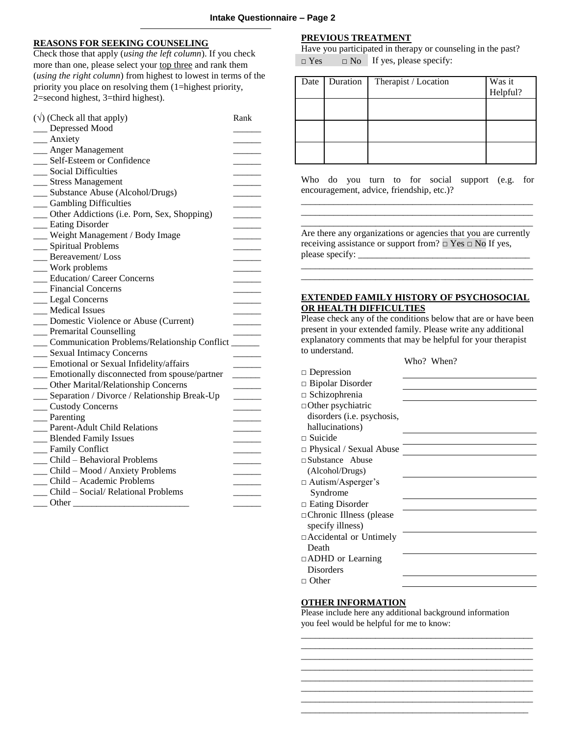**Intake Questionnaire – Page 2**

## REASONS FOR SEEKING COUNSELING

Check those that apply (*using the left column*). If you check more than one, please select your top three and rank them (*using the right column*) from highest to lowest in terms of the priority you place on resolving them (1=highest priority, 2=second highest, 3=third highest).

(√) (Check all that apply) — Rank

- ___ Depressed Mood ______
- ___ Anxiety ______
- ___ Anger Management ______
- ___ Self-Esteem or Confidence ______
- ___ Social Difficulties ______
- ___ Stress Management ______
- ___ Substance Abuse (Alcohol/Drugs) ______
- ___ Gambling Difficulties ______
- ___ Other Addictions (i.e. Porn, Sex, Shopping) ______
- ___ Eating Disorder ______
- ___ Weight Management / Body Image ______
- ___ Spiritual Problems ______
- ___ Bereavement/ Loss ______
- ___ Work problems ______
- ___ Education/ Career Concerns ______
- ___ Financial Concerns ______
- ___ Legal Concerns ______
- ___ Medical Issues ______
- ___ Domestic Violence or Abuse (Current) ______
- ___ Premarital Counselling ______
- ___ Communication Problems/Relationship Conflict ______
- ___ Sexual Intimacy Concerns ______
- ___ Emotional or Sexual Infidelity/affairs ______
- ___ Emotionally disconnected from spouse/partner ______
- ___ Other Marital/Relationship Concerns ______
- ___ Separation / Divorce / Relationship Break-Up ______
- ___ Custody Concerns ______
- ___ Parenting ______
- ___ Parent-Adult Child Relations ______
- ___ Blended Family Issues ______
- ___ Family Conflict ______
- ___ Child – Behavioral Problems ______
- ___ Child – Mood / Anxiety Problems ______
- ___ Child – Academic Problems ______
- ___ Child – Social/ Relational Problems ______
- ___ Other _________________________ ______

## PREVIOUS TREATMENT

Have you participated in therapy or counseling in the past?
□ Yes □ No If yes, please specify:

| Date | Duration | Therapist / Location | Was it Helpful? |
|---|---|---|---|
| | | | |
| | | | |
| | | | |

Who do you turn to for social support (e.g. for encouragement, advice, friendship, etc.)?

___________________________________________________
___________________________________________________
___________________________________________________

Are there any organizations or agencies that you are currently receiving assistance or support from? □ Yes □ No If yes, please specify: _____________________________________

___________________________________________________
___________________________________________________

## EXTENDED FAMILY HISTORY OF PSYCHOSOCIAL OR HEALTH DIFFICULTIES

Please check any of the conditions below that are or have been present in your extended family. Please write any additional explanatory comments that may be helpful for your therapist to understand.

Who? When?

- □ Depression ____________________
- □ Bipolar Disorder ____________________
- □ Schizophrenia ____________________
- □ Other psychiatric disorders (i.e. psychosis, hallucinations) ____________________
- □ Suicide ____________________
- □ Physical / Sexual Abuse ____________________
- □ Substance Abuse (Alcohol/Drugs) ____________________
- □ Autism/Asperger's Syndrome ____________________
- □ Eating Disorder ____________________
- □ Chronic Illness (please specify illness) ____________________
- □ Accidental or Untimely Death ____________________
- □ ADHD or Learning Disorders ____________________
- □ Other ____________________

## OTHER INFORMATION

Please include here any additional background information you feel would be helpful for me to know:

___________________________________________________
___________________________________________________
___________________________________________________
___________________________________________________
___________________________________________________
___________________________________________________
___________________________________________________
___________________________________________________